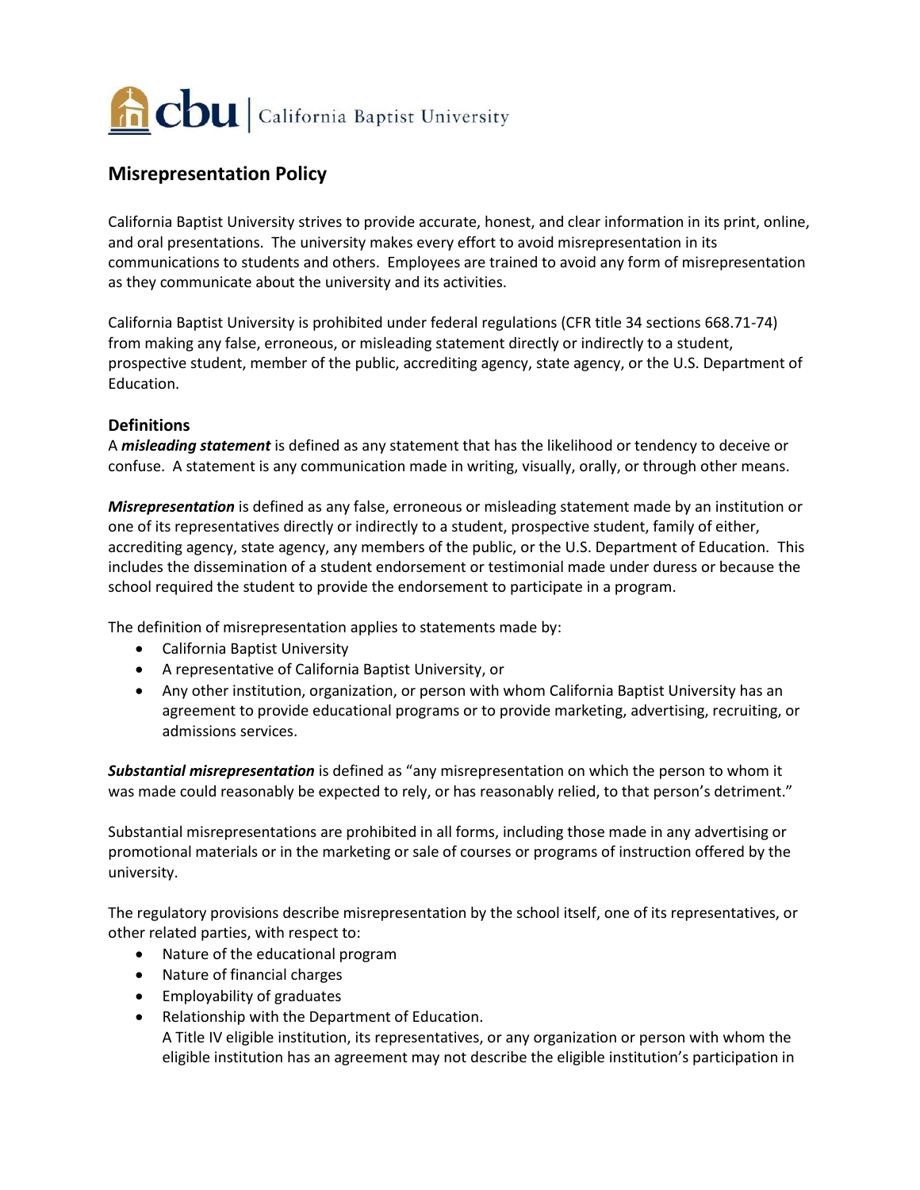cbu | California Baptist University

## Misrepresentation Policy

California Baptist University strives to provide accurate, honest, and clear information in its print, online, and oral presentations. The university makes every effort to avoid misrepresentation in its communications to students and others. Employees are trained to avoid any form of misrepresentation as they communicate about the university and its activities.

California Baptist University is prohibited under federal regulations (CFR title 34 sections 668.71-74) from making any false, erroneous, or misleading statement directly or indirectly to a student, prospective student, member of the public, accrediting agency, state agency, or the U.S. Department of Education.

### Definitions

A ***misleading statement*** is defined as any statement that has the likelihood or tendency to deceive or confuse. A statement is any communication made in writing, visually, orally, or through other means.

***Misrepresentation*** is defined as any false, erroneous or misleading statement made by an institution or one of its representatives directly or indirectly to a student, prospective student, family of either, accrediting agency, state agency, any members of the public, or the U.S. Department of Education. This includes the dissemination of a student endorsement or testimonial made under duress or because the school required the student to provide the endorsement to participate in a program.

The definition of misrepresentation applies to statements made by:

- California Baptist University
- A representative of California Baptist University, or
- Any other institution, organization, or person with whom California Baptist University has an agreement to provide educational programs or to provide marketing, advertising, recruiting, or admissions services.

***Substantial misrepresentation*** is defined as "any misrepresentation on which the person to whom it was made could reasonably be expected to rely, or has reasonably relied, to that person's detriment."

Substantial misrepresentations are prohibited in all forms, including those made in any advertising or promotional materials or in the marketing or sale of courses or programs of instruction offered by the university.

The regulatory provisions describe misrepresentation by the school itself, one of its representatives, or other related parties, with respect to:

- Nature of the educational program
- Nature of financial charges
- Employability of graduates
- Relationship with the Department of Education.
  A Title IV eligible institution, its representatives, or any organization or person with whom the eligible institution has an agreement may not describe the eligible institution's participation in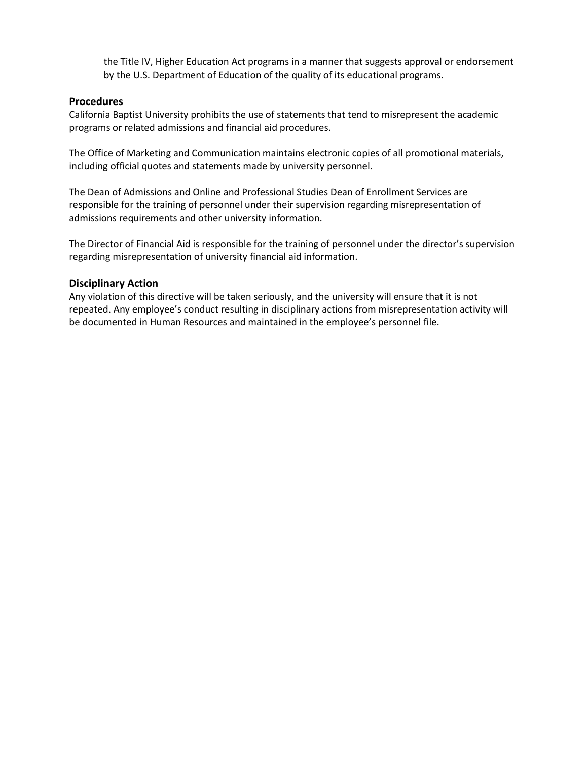the Title IV, Higher Education Act programs in a manner that suggests approval or endorsement by the U.S. Department of Education of the quality of its educational programs.

## Procedures

California Baptist University prohibits the use of statements that tend to misrepresent the academic programs or related admissions and financial aid procedures.

The Office of Marketing and Communication maintains electronic copies of all promotional materials, including official quotes and statements made by university personnel.

The Dean of Admissions and Online and Professional Studies Dean of Enrollment Services are responsible for the training of personnel under their supervision regarding misrepresentation of admissions requirements and other university information.

The Director of Financial Aid is responsible for the training of personnel under the director's supervision regarding misrepresentation of university financial aid information.

## Disciplinary Action

Any violation of this directive will be taken seriously, and the university will ensure that it is not repeated. Any employee's conduct resulting in disciplinary actions from misrepresentation activity will be documented in Human Resources and maintained in the employee's personnel file.